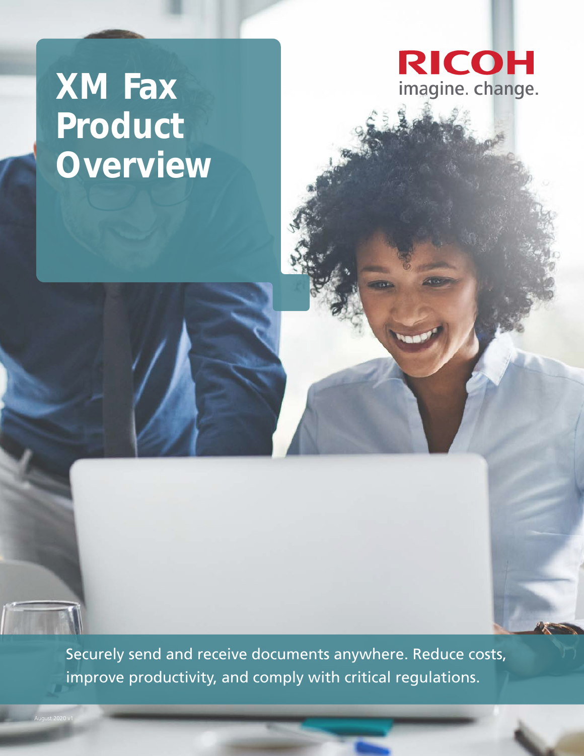# XM Fax Product Overview

RICOH
imagine. change.

Securely send and receive documents anywhere. Reduce costs, improve productivity, and comply with critical regulations.

August 2020 v1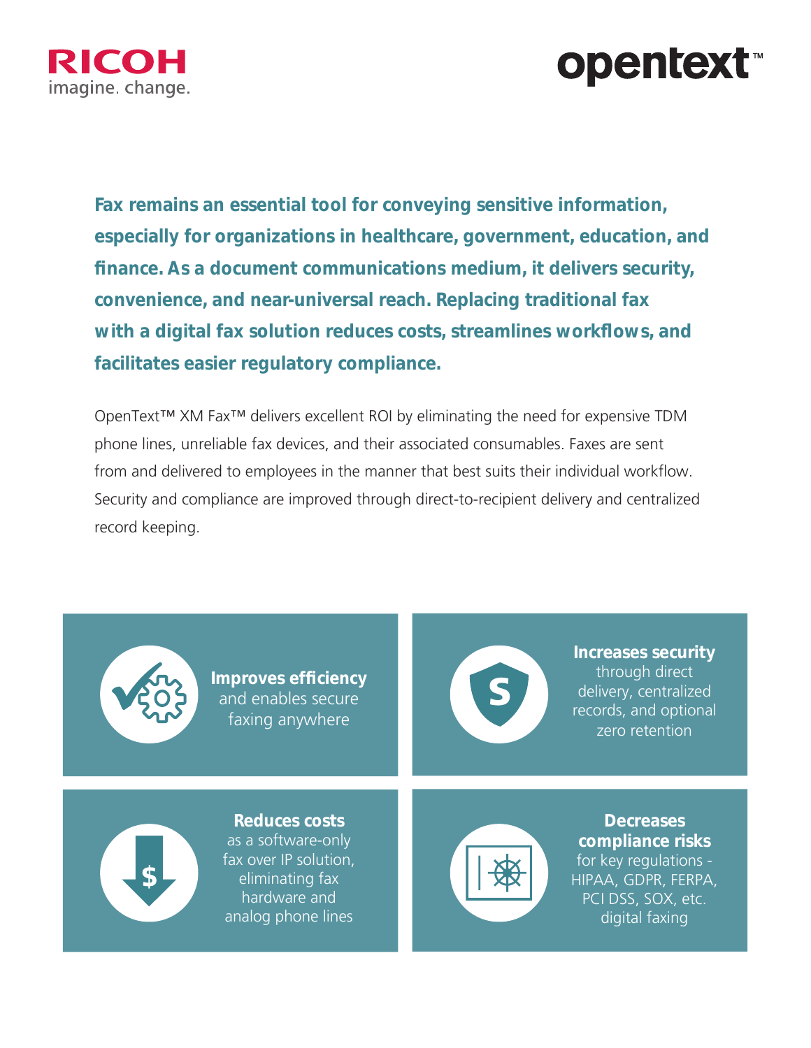RICOH imagine. change.

opentext™

**Fax remains an essential tool for conveying sensitive information, especially for organizations in healthcare, government, education, and finance. As a document communications medium, it delivers security, convenience, and near-universal reach. Replacing traditional fax with a digital fax solution reduces costs, streamlines workflows, and facilitates easier regulatory compliance.**

OpenText™ XM Fax™ delivers excellent ROI by eliminating the need for expensive TDM phone lines, unreliable fax devices, and their associated consumables. Faxes are sent from and delivered to employees in the manner that best suits their individual workflow. Security and compliance are improved through direct-to-recipient delivery and centralized record keeping.

**Improves efficiency** and enables secure faxing anywhere

**Increases security** through direct delivery, centralized records, and optional zero retention

**Reduces costs** as a software-only fax over IP solution, eliminating fax hardware and analog phone lines

**Decreases compliance risks** for key regulations - HIPAA, GDPR, FERPA, PCI DSS, SOX, etc. digital faxing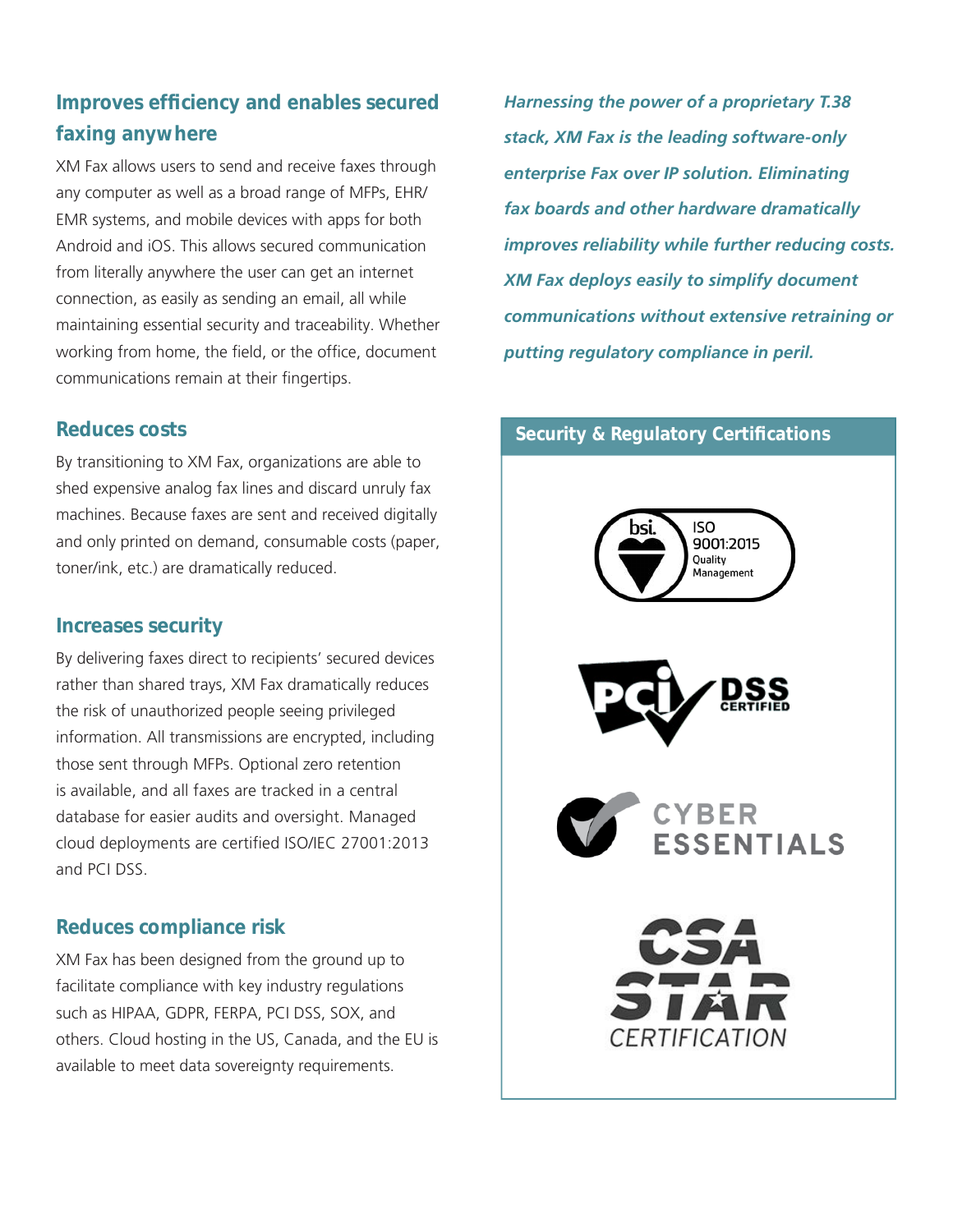## Improves efficiency and enables secured faxing anywhere

XM Fax allows users to send and receive faxes through any computer as well as a broad range of MFPs, EHR/EMR systems, and mobile devices with apps for both Android and iOS. This allows secured communication from literally anywhere the user can get an internet connection, as easily as sending an email, all while maintaining essential security and traceability. Whether working from home, the field, or the office, document communications remain at their fingertips.

## Reduces costs

By transitioning to XM Fax, organizations are able to shed expensive analog fax lines and discard unruly fax machines. Because faxes are sent and received digitally and only printed on demand, consumable costs (paper, toner/ink, etc.) are dramatically reduced.

## Increases security

By delivering faxes direct to recipients' secured devices rather than shared trays, XM Fax dramatically reduces the risk of unauthorized people seeing privileged information. All transmissions are encrypted, including those sent through MFPs. Optional zero retention is available, and all faxes are tracked in a central database for easier audits and oversight. Managed cloud deployments are certified ISO/IEC 27001:2013 and PCI DSS.

## Reduces compliance risk

XM Fax has been designed from the ground up to facilitate compliance with key industry regulations such as HIPAA, GDPR, FERPA, PCI DSS, SOX, and others. Cloud hosting in the US, Canada, and the EU is available to meet data sovereignty requirements.

***Harnessing the power of a proprietary T.38 stack, XM Fax is the leading software-only enterprise Fax over IP solution. Eliminating fax boards and other hardware dramatically improves reliability while further reducing costs. XM Fax deploys easily to simplify document communications without extensive retraining or putting regulatory compliance in peril.***

### Security & Regulatory Certifications

bsi. ISO 9001:2015 Quality Management

PCI DSS CERTIFIED

CYBER ESSENTIALS

CSA STAR CERTIFICATION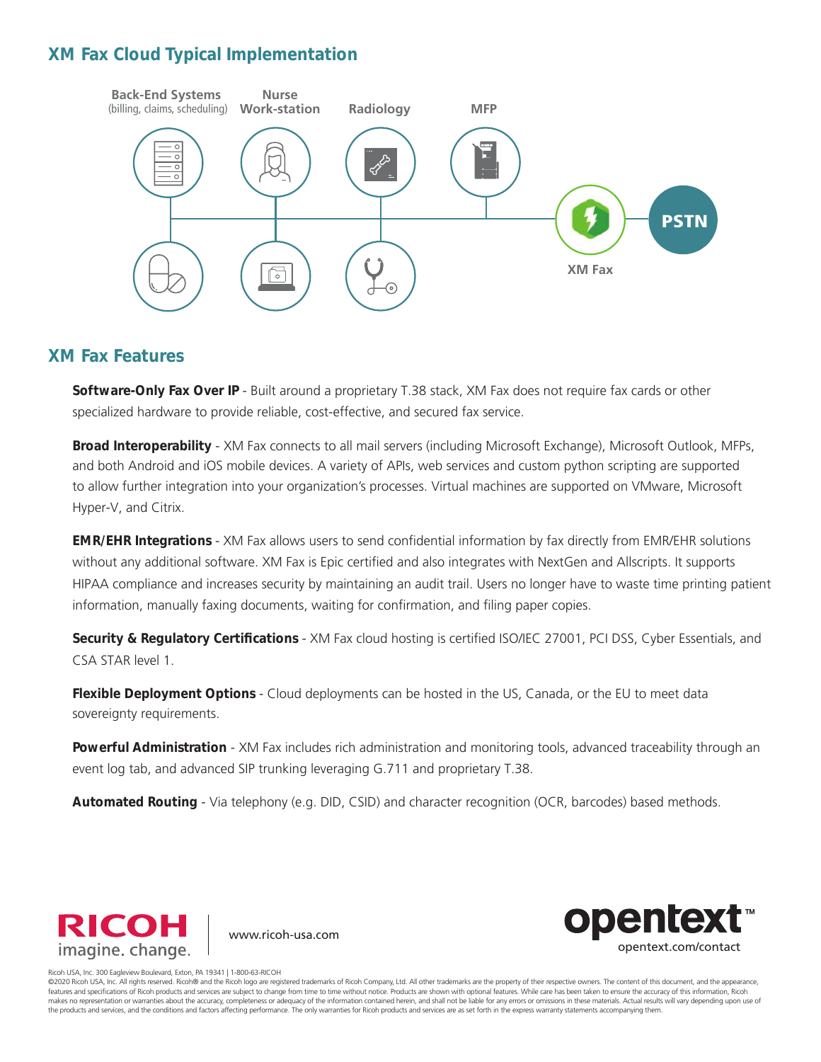## XM Fax Cloud Typical Implementation

Back-End Systems
(billing, claims, scheduling)

Nurse
Work-station

Radiology

MFP

XM Fax

PSTN

## XM Fax Features

**Software-Only Fax Over IP** - Built around a proprietary T.38 stack, XM Fax does not require fax cards or other specialized hardware to provide reliable, cost-effective, and secured fax service.

**Broad Interoperability** - XM Fax connects to all mail servers (including Microsoft Exchange), Microsoft Outlook, MFPs, and both Android and iOS mobile devices. A variety of APIs, web services and custom python scripting are supported to allow further integration into your organization's processes. Virtual machines are supported on VMware, Microsoft Hyper-V, and Citrix.

**EMR/EHR Integrations** - XM Fax allows users to send confidential information by fax directly from EMR/EHR solutions without any additional software. XM Fax is Epic certified and also integrates with NextGen and Allscripts. It supports HIPAA compliance and increases security by maintaining an audit trail. Users no longer have to waste time printing patient information, manually faxing documents, waiting for confirmation, and filing paper copies.

**Security & Regulatory Certifications** - XM Fax cloud hosting is certified ISO/IEC 27001, PCI DSS, Cyber Essentials, and CSA STAR level 1.

**Flexible Deployment Options** - Cloud deployments can be hosted in the US, Canada, or the EU to meet data sovereignty requirements.

**Powerful Administration** - XM Fax includes rich administration and monitoring tools, advanced traceability through an event log tab, and advanced SIP trunking leveraging G.711 and proprietary T.38.

**Automated Routing** - Via telephony (e.g. DID, CSID) and character recognition (OCR, barcodes) based methods.

RICOH imagine. change.

www.ricoh-usa.com

opentext™
opentext.com/contact

Ricoh USA, Inc. 300 Eagleview Boulevard, Exton, PA 19341 | 1-800-63-RICOH
©2020 Ricoh USA, Inc. All rights reserved. Ricoh® and the Ricoh logo are registered trademarks of Ricoh Company, Ltd. All other trademarks are the property of their respective owners. The content of this document, and the appearance, features and specifications of Ricoh products and services are subject to change from time to time without notice. Products are shown with optional features. While care has been taken to ensure the accuracy of this information, Ricoh makes no representation or warranties about the accuracy, completeness or adequacy of the information contained herein, and shall not be liable for any errors or omissions in these materials. Actual results will vary depending upon use of the products and services, and the conditions and factors affecting performance. The only warranties for Ricoh products and services are as set forth in the express warranty statements accompanying them.